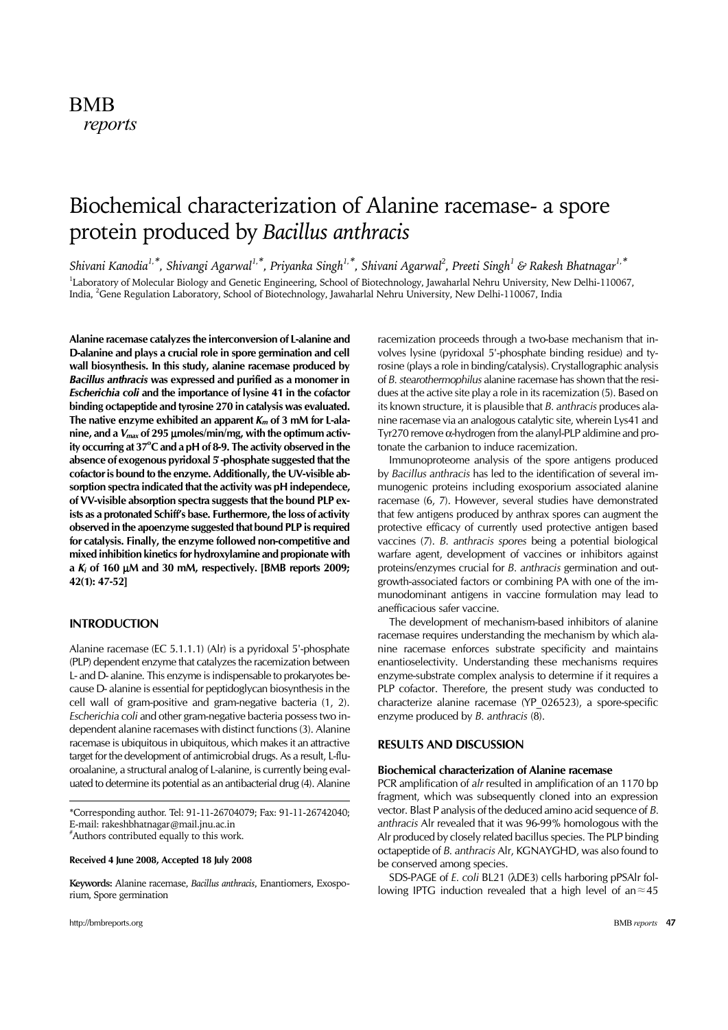BMB *reports*

# Biochemical characterization of Alanine racemase- a spore protein produced by *Bacillus anthracis*

*Shivani Kanodia[1,*], Shivangi Agarwal[1,*], Priyanka Singh[1,*], Shivani Agarwal[2], Preeti Singh[1] & Rakesh Bhatnagar[1,*]*

[1]Laboratory of Molecular Biology and Genetic Engineering, School of Biotechnology, Jawaharlal Nehru University, New Delhi-110067, India, [2]Gene Regulation Laboratory, School of Biotechnology, Jawaharlal Nehru University, New Delhi-110067, India

**Alanine racemase catalyzes the interconversion of L-alanine and D-alanine and plays a crucial role in spore germination and cell wall biosynthesis. In this study, alanine racemase produced by *Bacillus anthracis* was expressed and purified as a monomer in *Escherichia coli* and the importance of lysine 41 in the cofactor binding octapeptide and tyrosine 270 in catalysis was evaluated. The native enzyme exhibited an apparent $K_m$ of 3 mM for L-alanine, and a $V_{max}$ of 295 μmoles/min/mg, with the optimum activity occurring at 37°C and a pH of 8-9. The activity observed in the absence of exogenous pyridoxal 5'-phosphate suggested that the cofactor is bound to the enzyme. Additionally, the UV-visible absorption spectra indicated that the activity was pH independece, of VV-visible absorption spectra suggests that the bound PLP exists as a protonated Schiff's base. Furthermore, the loss of activity observed in the apoenzyme suggested that bound PLP is required for catalysis. Finally, the enzyme followed non-competitive and mixed inhibition kinetics for hydroxylamine and propionate with a $K_i$ of 160 μM and 30 mM, respectively. [BMB reports 2009; 42(1): 47-52]**

## INTRODUCTION

Alanine racemase (EC 5.1.1.1) (Alr) is a pyridoxal 5'-phosphate (PLP) dependent enzyme that catalyzes the racemization between L- and D- alanine. This enzyme is indispensable to prokaryotes because D- alanine is essential for peptidoglycan biosynthesis in the cell wall of gram-positive and gram-negative bacteria (1, 2). *Escherichia coli* and other gram-negative bacteria possess two independent alanine racemases with distinct functions (3). Alanine racemase is ubiquitous in ubiquitous, which makes it an attractive target for the development of antimicrobial drugs. As a result, L-fluoroalanine, a structural analog of L-alanine, is currently being evaluated to determine its potential as an antibacterial drug (4). Alanine racemization proceeds through a two-base mechanism that involves lysine (pyridoxal 5'-phosphate binding residue) and tyrosine (plays a role in binding/catalysis). Crystallographic analysis of *B. stearothermophilus* alanine racemase has shown that the residues at the active site play a role in its racemization (5). Based on its known structure, it is plausible that *B. anthracis* produces alanine racemase via an analogous catalytic site, wherein Lys41 and Tyr270 remove α-hydrogen from the alanyl-PLP aldimine and protonate the carbanion to induce racemization.

Immunoproteome analysis of the spore antigens produced by *Bacillus anthracis* has led to the identification of several immunogenic proteins including exosporium associated alanine racemase (6, 7). However, several studies have demonstrated that few antigens produced by anthrax spores can augment the protective efficacy of currently used protective antigen based vaccines (7). *B. anthracis spores* being a potential biological warfare agent, development of vaccines or inhibitors against proteins/enzymes crucial for *B. anthracis* germination and outgrowth-associated factors or combining PA with one of the immunodominant antigens in vaccine formulation may lead to anefficacious safer vaccine.

The development of mechanism-based inhibitors of alanine racemase requires understanding the mechanism by which alanine racemase enforces substrate specificity and maintains enantioselectivity. Understanding these mechanisms requires enzyme-substrate complex analysis to determine if it requires a PLP cofactor. Therefore, the present study was conducted to characterize alanine racemase (YP_026523), a spore-specific enzyme produced by *B. anthracis* (8).

## RESULTS AND DISCUSSION

### Biochemical characterization of Alanine racemase

PCR amplification of *alr* resulted in amplification of an 1170 bp fragment, which was subsequently cloned into an expression vector. Blast P analysis of the deduced amino acid sequence of *B. anthracis* Alr revealed that it was 96-99% homologous with the Alr produced by closely related bacillus species. The PLP binding octapeptide of *B. anthracis* Alr, KGNAYGHD, was also found to be conserved among species.

SDS-PAGE of *E. coli* BL21 (λDE3) cells harboring pPSAlr following IPTG induction revealed that a high level of an ≈45

---

*Corresponding author. Tel: 91-11-26704079; Fax: 91-11-26742040; E-mail: rakeshbhatnagar@mail.jnu.ac.in
#Authors contributed equally to this work.

**Received 4 June 2008, Accepted 18 July 2008**

**Keywords:** Alanine racemase, *Bacillus anthracis*, Enantiomers, Exosporium, Spore germination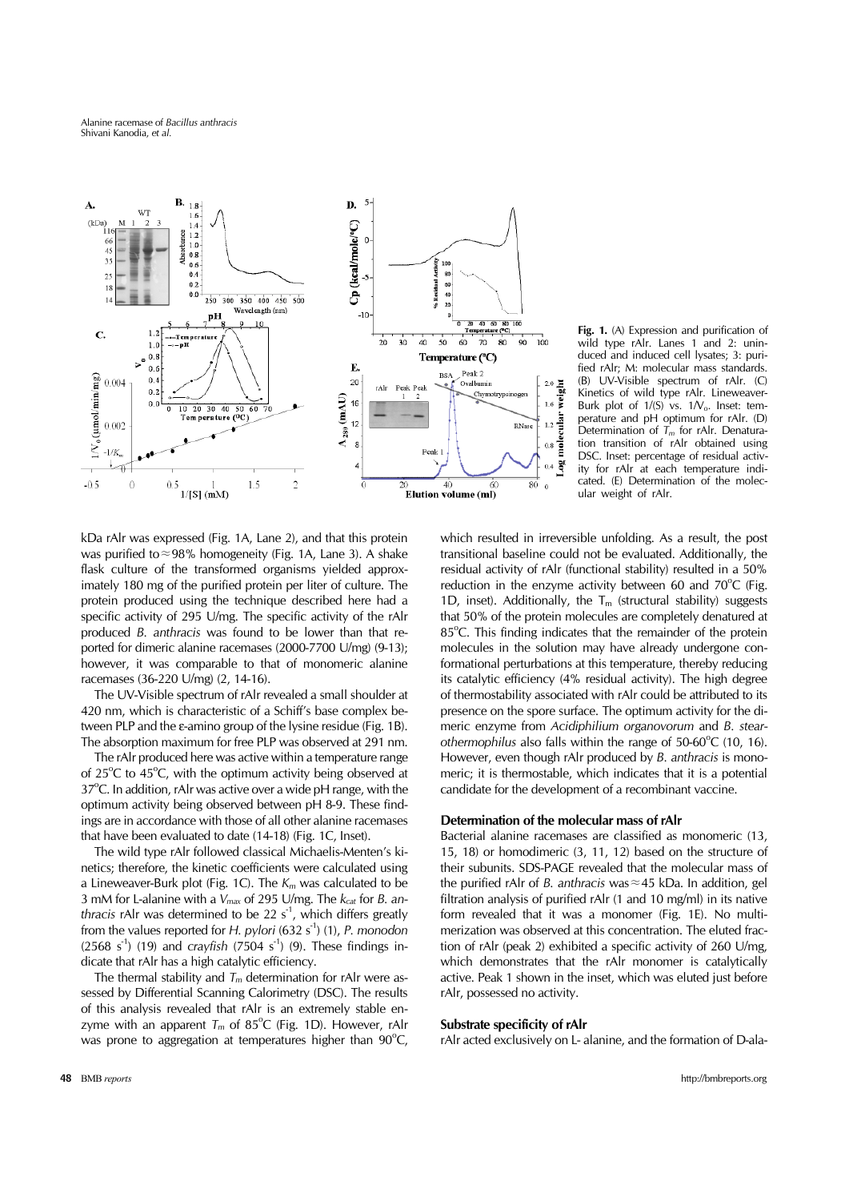**Fig. 1.** (A) Expression and purification of wild type rAlr. Lanes 1 and 2: uninduced and induced cell lysates; 3: purified rAlr; M: molecular mass standards. (B) UV-Visible spectrum of rAlr. (C) Kinetics of wild type rAlr. Lineweaver-Burk plot of 1/(S) vs. $1/V_o$. Inset: temperature and pH optimum for rAlr. (D) Determination of $T_m$ for rAlr. Denaturation transition of rAlr obtained using DSC. Inset: percentage of residual activity for rAlr at each temperature indicated. (E) Determination of the molecular weight of rAlr.

kDa rAlr was expressed (Fig. 1A, Lane 2), and that this protein was purified to ≈98% homogeneity (Fig. 1A, Lane 3). A shake flask culture of the transformed organisms yielded approximately 180 mg of the purified protein per liter of culture. The protein produced using the technique described here had a specific activity of 295 U/mg. The specific activity of the rAlr produced *B. anthracis* was found to be lower than that reported for dimeric alanine racemases (2000-7700 U/mg) (9-13); however, it was comparable to that of monomeric alanine racemases (36-220 U/mg) (2, 14-16).

The UV-Visible spectrum of rAlr revealed a small shoulder at 420 nm, which is characteristic of a Schiff's base complex between PLP and the ε-amino group of the lysine residue (Fig. 1B). The absorption maximum for free PLP was observed at 291 nm.

The rAlr produced here was active within a temperature range of 25°C to 45°C, with the optimum activity being observed at 37°C. In addition, rAlr was active over a wide pH range, with the optimum activity being observed between pH 8-9. These findings are in accordance with those of all other alanine racemases that have been evaluated to date (14-18) (Fig. 1C, Inset).

The wild type rAlr followed classical Michaelis-Menten's kinetics; therefore, the kinetic coefficients were calculated using a Lineweaver-Burk plot (Fig. 1C). The $K_m$ was calculated to be 3 mM for L-alanine with a $V_{max}$ of 295 U/mg. The $k_{cat}$ for *B. anthracis* rAlr was determined to be 22 $s^{-1}$, which differs greatly from the values reported for *H. pylori* (632 $s^{-1}$) (1), *P. monodon* (2568 $s^{-1}$) (19) and *crayfish* (7504 $s^{-1}$) (9). These findings indicate that rAlr has a high catalytic efficiency.

The thermal stability and $T_m$ determination for rAlr were assessed by Differential Scanning Calorimetry (DSC). The results of this analysis revealed that rAlr is an extremely stable enzyme with an apparent $T_m$ of 85°C (Fig. 1D). However, rAlr was prone to aggregation at temperatures higher than 90°C, which resulted in irreversible unfolding. As a result, the post transitional baseline could not be evaluated. Additionally, the residual activity of rAlr (functional stability) resulted in a 50% reduction in the enzyme activity between 60 and 70°C (Fig. 1D, inset). Additionally, the $T_m$ (structural stability) suggests that 50% of the protein molecules are completely denatured at 85°C. This finding indicates that the remainder of the protein molecules in the solution may have already undergone conformational perturbations at this temperature, thereby reducing its catalytic efficiency (4% residual activity). The high degree of thermostability associated with rAlr could be attributed to its presence on the spore surface. The optimum activity for the dimeric enzyme from *Acidiphilium organovorum* and *B. stearothermophilus* also falls within the range of 50-60°C (10, 16). However, even though rAlr produced by *B. anthracis* is monomeric; it is thermostable, which indicates that it is a potential candidate for the development of a recombinant vaccine.

### Determination of the molecular mass of rAlr

Bacterial alanine racemases are classified as monomeric (13, 15, 18) or homodimeric (3, 11, 12) based on the structure of their subunits. SDS-PAGE revealed that the molecular mass of the purified rAlr of *B. anthracis* was ≈45 kDa. In addition, gel filtration analysis of purified rAlr (1 and 10 mg/ml) in its native form revealed that it was a monomer (Fig. 1E). No multimerization was observed at this concentration. The eluted fraction of rAlr (peak 2) exhibited a specific activity of 260 U/mg, which demonstrates that the rAlr monomer is catalytically active. Peak 1 shown in the inset, which was eluted just before rAlr, possessed no activity.

### Substrate specificity of rAlr

rAlr acted exclusively on L- alanine, and the formation of D-ala-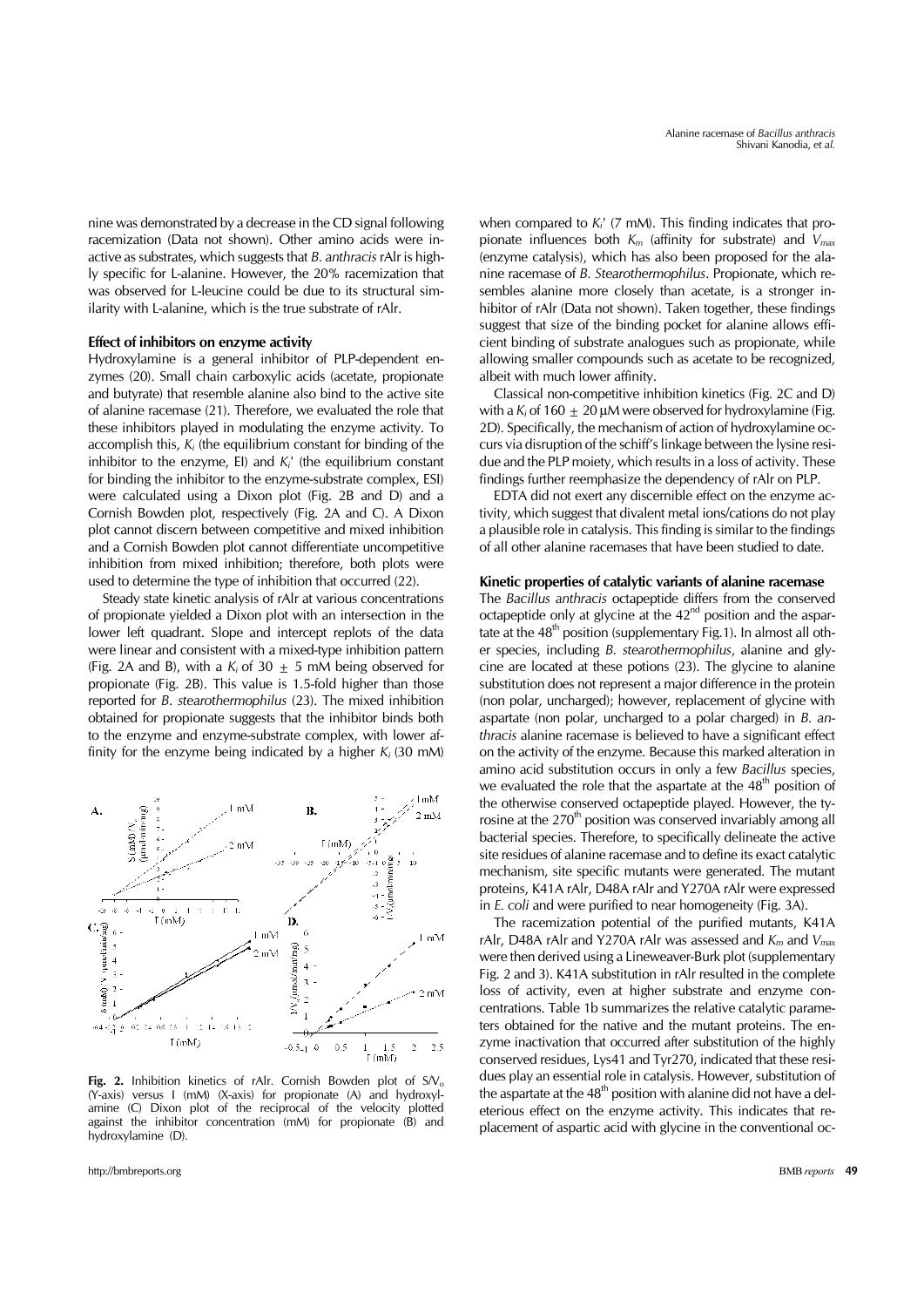nine was demonstrated by a decrease in the CD signal following racemization (Data not shown). Other amino acids were inactive as substrates, which suggests that *B. anthracis* rAlr is highly specific for L-alanine. However, the 20% racemization that was observed for L-leucine could be due to its structural similarity with L-alanine, which is the true substrate of rAlr.

### Effect of inhibitors on enzyme activity

Hydroxylamine is a general inhibitor of PLP-dependent enzymes (20). Small chain carboxylic acids (acetate, propionate and butyrate) that resemble alanine also bind to the active site of alanine racemase (21). Therefore, we evaluated the role that these inhibitors played in modulating the enzyme activity. To accomplish this, $K_i$ (the equilibrium constant for binding of the inhibitor to the enzyme, EI) and $K_i'$ (the equilibrium constant for binding the inhibitor to the enzyme-substrate complex, ESI) were calculated using a Dixon plot (Fig. 2B and D) and a Cornish Bowden plot, respectively (Fig. 2A and C). A Dixon plot cannot discern between competitive and mixed inhibition and a Cornish Bowden plot cannot differentiate uncompetitive inhibition from mixed inhibition; therefore, both plots were used to determine the type of inhibition that occurred (22).

Steady state kinetic analysis of rAlr at various concentrations of propionate yielded a Dixon plot with an intersection in the lower left quadrant. Slope and intercept replots of the data were linear and consistent with a mixed-type inhibition pattern (Fig. 2A and B), with a $K_i$ of 30 $\pm$ 5 mM being observed for propionate (Fig. 2B). This value is 1.5-fold higher than those reported for *B. stearothermophilus* (23). The mixed inhibition obtained for propionate suggests that the inhibitor binds both to the enzyme and enzyme-substrate complex, with lower affinity for the enzyme being indicated by a higher $K_i$ (30 mM)

**Fig. 2.** Inhibition kinetics of rAlr. Cornish Bowden plot of $S/V_o$ (Y-axis) versus I (mM) (X-axis) for propionate (A) and hydroxylamine (C) Dixon plot of the reciprocal of the velocity plotted against the inhibitor concentration (mM) for propionate (B) and hydroxylamine (D).

when compared to $K_i'$ (7 mM). This finding indicates that propionate influences both $K_m$ (affinity for substrate) and $V_{max}$ (enzyme catalysis), which has also been proposed for the alanine racemase of *B. Stearothermophilus*. Propionate, which resembles alanine more closely than acetate, is a stronger inhibitor of rAlr (Data not shown). Taken together, these findings suggest that size of the binding pocket for alanine allows efficient binding of substrate analogues such as propionate, while allowing smaller compounds such as acetate to be recognized, albeit with much lower affinity.

Classical non-competitive inhibition kinetics (Fig. 2C and D) with a $K_i$ of 160 $\pm$ 20 μM were observed for hydroxylamine (Fig. 2D). Specifically, the mechanism of action of hydroxylamine occurs via disruption of the schiff's linkage between the lysine residue and the PLP moiety, which results in a loss of activity. These findings further reemphasize the dependency of rAlr on PLP.

EDTA did not exert any discernible effect on the enzyme activity, which suggest that divalent metal ions/cations do not play a plausible role in catalysis. This finding is similar to the findings of all other alanine racemases that have been studied to date.

### Kinetic properties of catalytic variants of alanine racemase

The *Bacillus anthracis* octapeptide differs from the conserved octapeptide only at glycine at the 42nd position and the aspartate at the 48th position (supplementary Fig.1). In almost all other species, including *B. stearothermophilus*, alanine and glycine are located at these potions (23). The glycine to alanine substitution does not represent a major difference in the protein (non polar, uncharged); however, replacement of glycine with aspartate (non polar, uncharged to a polar charged) in *B. anthracis* alanine racemase is believed to have a significant effect on the activity of the enzyme. Because this marked alteration in amino acid substitution occurs in only a few *Bacillus* species, we evaluated the role that the aspartate at the 48th position of the otherwise conserved octapeptide played. However, the tyrosine at the 270th position was conserved invariably among all bacterial species. Therefore, to specifically delineate the active site residues of alanine racemase and to define its exact catalytic mechanism, site specific mutants were generated. The mutant proteins, K41A rAlr, D48A rAlr and Y270A rAlr were expressed in *E. coli* and were purified to near homogeneity (Fig. 3A).

The racemization potential of the purified mutants, K41A rAlr, D48A rAlr and Y270A rAlr was assessed and $K_m$ and $V_{max}$ were then derived using a Lineweaver-Burk plot (supplementary Fig. 2 and 3). K41A substitution in rAlr resulted in the complete loss of activity, even at higher substrate and enzyme concentrations. Table 1b summarizes the relative catalytic parameters obtained for the native and the mutant proteins. The enzyme inactivation that occurred after substitution of the highly conserved residues, Lys41 and Tyr270, indicated that these residues play an essential role in catalysis. However, substitution of the aspartate at the 48th position with alanine did not have a deleterious effect on the enzyme activity. This indicates that replacement of aspartic acid with glycine in the conventional oc-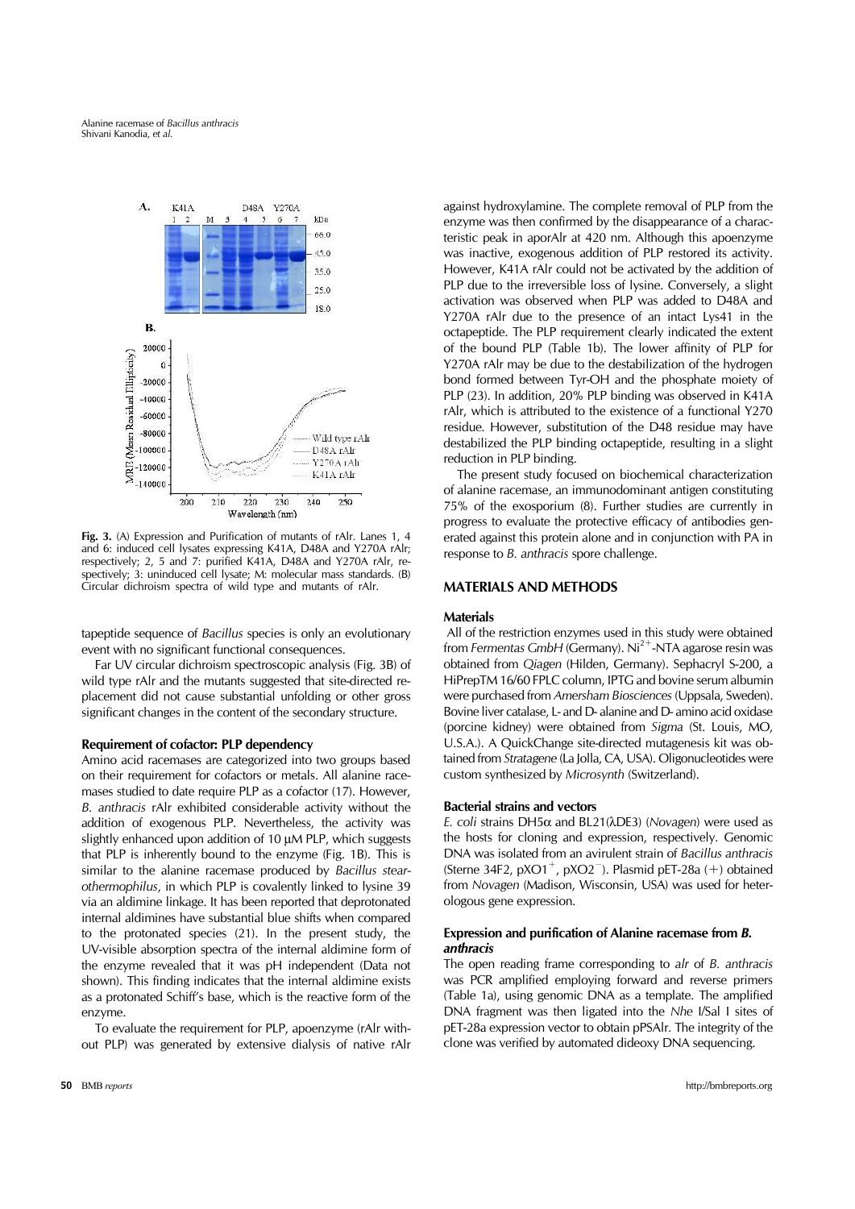**Fig. 3.** (A) Expression and Purification of mutants of rAlr. Lanes 1, 4 and 6: induced cell lysates expressing K41A, D48A and Y270A rAlr; respectively; 2, 5 and 7: purified K41A, D48A and Y270A rAlr, respectively; 3: uninduced cell lysate; M: molecular mass standards. (B) Circular dichroism spectra of wild type and mutants of rAlr.

tapeptide sequence of *Bacillus* species is only an evolutionary event with no significant functional consequences.

Far UV circular dichroism spectroscopic analysis (Fig. 3B) of wild type rAlr and the mutants suggested that site-directed replacement did not cause substantial unfolding or other gross significant changes in the content of the secondary structure.

### Requirement of cofactor: PLP dependency

Amino acid racemases are categorized into two groups based on their requirement for cofactors or metals. All alanine racemases studied to date require PLP as a cofactor (17). However, *B. anthracis* rAlr exhibited considerable activity without the addition of exogenous PLP. Nevertheless, the activity was slightly enhanced upon addition of 10 μM PLP, which suggests that PLP is inherently bound to the enzyme (Fig. 1B). This is similar to the alanine racemase produced by *Bacillus stearothermophilus*, in which PLP is covalently linked to lysine 39 via an aldimine linkage. It has been reported that deprotonated internal aldimines have substantial blue shifts when compared to the protonated species (21). In the present study, the UV-visible absorption spectra of the internal aldimine form of the enzyme revealed that it was pH independent (Data not shown). This finding indicates that the internal aldimine exists as a protonated Schiff's base, which is the reactive form of the enzyme.

To evaluate the requirement for PLP, apoenzyme (rAlr without PLP) was generated by extensive dialysis of native rAlr against hydroxylamine. The complete removal of PLP from the enzyme was then confirmed by the disappearance of a characteristic peak in aporAlr at 420 nm. Although this apoenzyme was inactive, exogenous addition of PLP restored its activity. However, K41A rAlr could not be activated by the addition of PLP due to the irreversible loss of lysine. Conversely, a slight activation was observed when PLP was added to D48A and Y270A rAlr due to the presence of an intact Lys41 in the octapeptide. The PLP requirement clearly indicated the extent of the bound PLP (Table 1b). The lower affinity of PLP for Y270A rAlr may be due to the destabilization of the hydrogen bond formed between Tyr-OH and the phosphate moiety of PLP (23). In addition, 20% PLP binding was observed in K41A rAlr, which is attributed to the existence of a functional Y270 residue. However, substitution of the D48 residue may have destabilized the PLP binding octapeptide, resulting in a slight reduction in PLP binding.

The present study focused on biochemical characterization of alanine racemase, an immunodominant antigen constituting 75% of the exosporium (8). Further studies are currently in progress to evaluate the protective efficacy of antibodies generated against this protein alone and in conjunction with PA in response to *B. anthracis* spore challenge.

## MATERIALS AND METHODS

### Materials

All of the restriction enzymes used in this study were obtained from *Fermentas GmbH* (Germany). $Ni^{2+}$-NTA agarose resin was obtained from *Qiagen* (Hilden, Germany). Sephacryl S-200, a HiPrepTM 16/60 FPLC column, IPTG and bovine serum albumin were purchased from *Amersham Biosciences* (Uppsala, Sweden). Bovine liver catalase, L- and D- alanine and D- amino acid oxidase (porcine kidney) were obtained from *Sigma* (St. Louis, MO, U.S.A.). A QuickChange site-directed mutagenesis kit was obtained from *Stratagene* (La Jolla, CA, USA). Oligonucleotides were custom synthesized by *Microsynth* (Switzerland).

### Bacterial strains and vectors

*E. coli* strains DH5α and BL21(λDE3) (*Novagen*) were used as the hosts for cloning and expression, respectively. Genomic DNA was isolated from an avirulent strain of *Bacillus anthracis* (Sterne 34F2, $pXO1^{+}$, $pXO2^{-}$). Plasmid pET-28a (+) obtained from *Novagen* (Madison, Wisconsin, USA) was used for heterologous gene expression.

### Expression and purification of Alanine racemase from *B. anthracis*

The open reading frame corresponding to *alr* of *B. anthracis* was PCR amplified employing forward and reverse primers (Table 1a), using genomic DNA as a template. The amplified DNA fragment was then ligated into the *Nhe* I/Sal I sites of pET-28a expression vector to obtain pPSAlr. The integrity of the clone was verified by automated dideoxy DNA sequencing.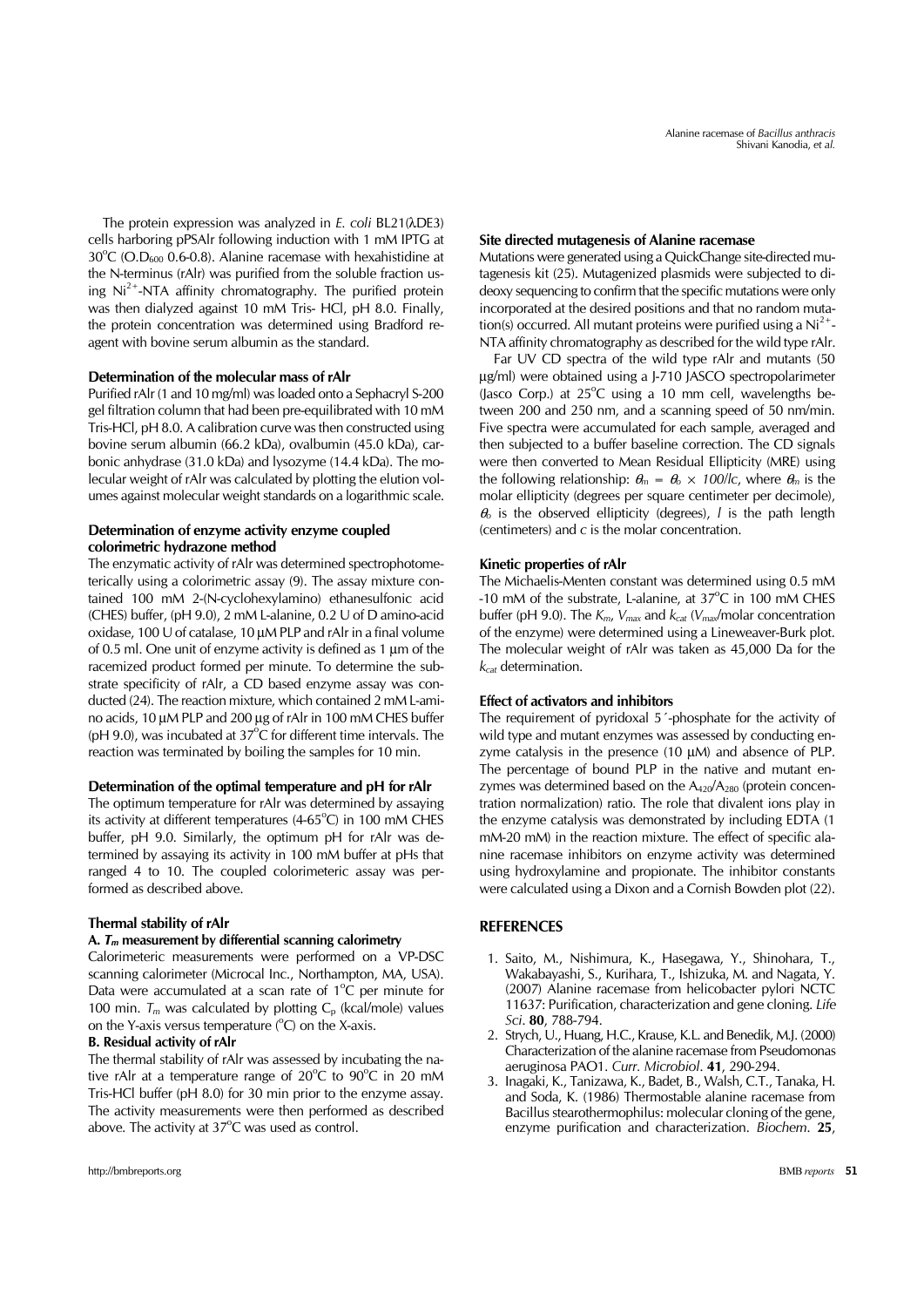The protein expression was analyzed in *E. coli* BL21(λDE3) cells harboring pPSAlr following induction with 1 mM IPTG at 30°C (O.$D_{600}$ 0.6-0.8). Alanine racemase with hexahistidine at the N-terminus (rAlr) was purified from the soluble fraction using $Ni^{2+}$-NTA affinity chromatography. The purified protein was then dialyzed against 10 mM Tris- HCl, pH 8.0. Finally, the protein concentration was determined using Bradford reagent with bovine serum albumin as the standard.

#### Determination of the molecular mass of rAlr

Purified rAlr (1 and 10 mg/ml) was loaded onto a Sephacryl S-200 gel filtration column that had been pre-equilibrated with 10 mM Tris-HCl, pH 8.0. A calibration curve was then constructed using bovine serum albumin (66.2 kDa), ovalbumin (45.0 kDa), carbonic anhydrase (31.0 kDa) and lysozyme (14.4 kDa). The molecular weight of rAlr was calculated by plotting the elution volumes against molecular weight standards on a logarithmic scale.

#### Determination of enzyme activity enzyme coupled colorimetric hydrazone method

The enzymatic activity of rAlr was determined spectrophotometerically using a colorimetric assay (9). The assay mixture contained 100 mM 2-(N-cyclohexylamino) ethanesulfonic acid (CHES) buffer, (pH 9.0), 2 mM L-alanine, 0.2 U of D amino-acid oxidase, 100 U of catalase, 10 µM PLP and rAlr in a final volume of 0.5 ml. One unit of enzyme activity is defined as 1 µm of the racemized product formed per minute. To determine the substrate specificity of rAlr, a CD based enzyme assay was conducted (24). The reaction mixture, which contained 2 mM L-amino acids, 10 µM PLP and 200 µg of rAlr in 100 mM CHES buffer (pH 9.0), was incubated at 37°C for different time intervals. The reaction was terminated by boiling the samples for 10 min.

#### Determination of the optimal temperature and pH for rAlr

The optimum temperature for rAlr was determined by assaying its activity at different temperatures (4-65°C) in 100 mM CHES buffer, pH 9.0. Similarly, the optimum pH for rAlr was determined by assaying its activity in 100 mM buffer at pHs that ranged 4 to 10. The coupled colorimeteric assay was performed as described above.

#### Thermal stability of rAlr

**A. $T_m$ measurement by differential scanning calorimetry**

Calorimeteric measurements were performed on a VP-DSC scanning calorimeter (Microcal Inc., Northampton, MA, USA). Data were accumulated at a scan rate of 1°C per minute for 100 min. $T_m$ was calculated by plotting $C_p$ (kcal/mole) values on the Y-axis versus temperature (°C) on the X-axis.

**B. Residual activity of rAlr**

The thermal stability of rAlr was assessed by incubating the native rAlr at a temperature range of 20°C to 90°C in 20 mM Tris-HCl buffer (pH 8.0) for 30 min prior to the enzyme assay. The activity measurements were then performed as described above. The activity at 37°C was used as control.

#### Site directed mutagenesis of Alanine racemase

Mutations were generated using a QuickChange site-directed mutagenesis kit (25). Mutagenized plasmids were subjected to dideoxy sequencing to confirm that the specific mutations were only incorporated at the desired positions and that no random mutation(s) occurred. All mutant proteins were purified using a $Ni^{2+}$-NTA affinity chromatography as described for the wild type rAlr.

Far UV CD spectra of the wild type rAlr and mutants (50 µg/ml) were obtained using a J-710 JASCO spectropolarimeter (Jasco Corp.) at 25°C using a 10 mm cell, wavelengths between 200 and 250 nm, and a scanning speed of 50 nm/min. Five spectra were accumulated for each sample, averaged and then subjected to a buffer baseline correction. The CD signals were then converted to Mean Residual Ellipticity (MRE) using the following relationship: $\theta_m = \theta_o \times 100/lc$, where $\theta_m$ is the molar ellipticity (degrees per square centimeter per decimole), $\theta_o$ is the observed ellipticity (degrees), $l$ is the path length (centimeters) and $c$ is the molar concentration.

#### Kinetic properties of rAlr

The Michaelis-Menten constant was determined using 0.5 mM -10 mM of the substrate, L-alanine, at 37°C in 100 mM CHES buffer (pH 9.0). The $K_m$, $V_{max}$ and $k_{cat}$ ($V_{max}$/molar concentration of the enzyme) were determined using a Lineweaver-Burk plot. The molecular weight of rAlr was taken as 45,000 Da for the $k_{cat}$ determination.

#### Effect of activators and inhibitors

The requirement of pyridoxal 5´-phosphate for the activity of wild type and mutant enzymes was assessed by conducting enzyme catalysis in the presence (10 µM) and absence of PLP. The percentage of bound PLP in the native and mutant enzymes was determined based on the $A_{420}/A_{280}$ (protein concentration normalization) ratio. The role that divalent ions play in the enzyme catalysis was demonstrated by including EDTA (1 mM-20 mM) in the reaction mixture. The effect of specific alanine racemase inhibitors on enzyme activity was determined using hydroxylamine and propionate. The inhibitor constants were calculated using a Dixon and a Cornish Bowden plot (22).

## REFERENCES

1. Saito, M., Nishimura, K., Hasegawa, Y., Shinohara, T., Wakabayashi, S., Kurihara, T., Ishizuka, M. and Nagata, Y. (2007) Alanine racemase from helicobacter pylori NCTC 11637: Purification, characterization and gene cloning. *Life Sci.* **80**, 788-794.
2. Strych, U., Huang, H.C., Krause, K.L. and Benedik, M.J. (2000) Characterization of the alanine racemase from Pseudomonas aeruginosa PAO1. *Curr. Microbiol.* **41**, 290-294.
3. Inagaki, K., Tanizawa, K., Badet, B., Walsh, C.T., Tanaka, H. and Soda, K. (1986) Thermostable alanine racemase from Bacillus stearothermophilus: molecular cloning of the gene, enzyme purification and characterization. *Biochem.* **25**,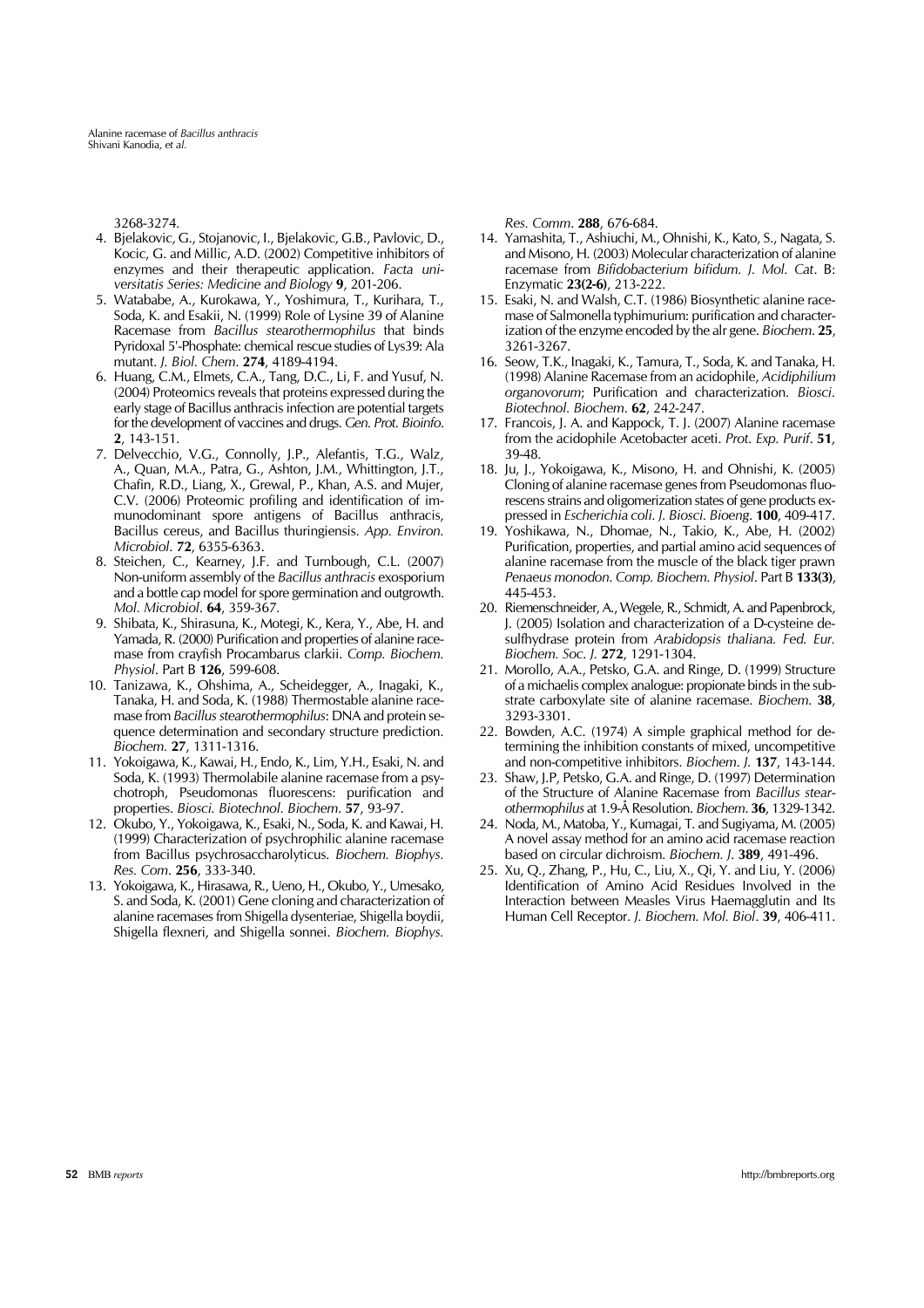3268-3274.

4. Bjelakovic, G., Stojanovic, I., Bjelakovic, G.B., Pavlovic, D., Kocic, G. and Millic, A.D. (2002) Competitive inhibitors of enzymes and their therapeutic application. *Facta universitatis Series: Medicine and Biology* **9**, 201-206.
5. Watababe, A., Kurokawa, Y., Yoshimura, T., Kurihara, T., Soda, K. and Esakii, N. (1999) Role of Lysine 39 of Alanine Racemase from *Bacillus stearothermophilus* that binds Pyridoxal 5'-Phosphate: chemical rescue studies of Lys39: Ala mutant. *J. Biol. Chem*. **274**, 4189-4194.
6. Huang, C.M., Elmets, C.A., Tang, D.C., Li, F. and Yusuf, N. (2004) Proteomics reveals that proteins expressed during the early stage of Bacillus anthracis infection are potential targets for the development of vaccines and drugs. *Gen. Prot. Bioinfo*. **2**, 143-151.
7. Delvecchio, V.G., Connolly, J.P., Alefantis, T.G., Walz, A., Quan, M.A., Patra, G., Ashton, J.M., Whittington, J.T., Chafin, R.D., Liang, X., Grewal, P., Khan, A.S. and Mujer, C.V. (2006) Proteomic profiling and identification of immunodominant spore antigens of Bacillus anthracis, Bacillus cereus, and Bacillus thuringiensis. *App. Environ. Microbiol*. **72**, 6355-6363.
8. Steichen, C., Kearney, J.F. and Turnbough, C.L. (2007) Non-uniform assembly of the *Bacillus anthracis* exosporium and a bottle cap model for spore germination and outgrowth. *Mol. Microbiol*. **64**, 359-367.
9. Shibata, K., Shirasuna, K., Motegi, K., Kera, Y., Abe, H. and Yamada, R. (2000) Purification and properties of alanine racemase from crayfish Procambarus clarkii. *Comp. Biochem. Physiol*. Part B **126**, 599-608.
10. Tanizawa, K., Ohshima, A., Scheidegger, A., Inagaki, K., Tanaka, H. and Soda, K. (1988) Thermostable alanine racemase from *Bacillus stearothermophilus*: DNA and protein sequence determination and secondary structure prediction. *Biochem*. **27**, 1311-1316.
11. Yokoigawa, K., Kawai, H., Endo, K., Lim, Y.H., Esaki, N. and Soda, K. (1993) Thermolabile alanine racemase from a psychotroph, Pseudomonas fluorescens: purification and properties. *Biosci. Biotechnol. Biochem*. **57**, 93-97.
12. Okubo, Y., Yokoigawa, K., Esaki, N., Soda, K. and Kawai, H. (1999) Characterization of psychrophilic alanine racemase from Bacillus psychrosaccharolyticus. *Biochem. Biophys. Res. Com*. **256**, 333-340.
13. Yokoigawa, K., Hirasawa, R., Ueno, H., Okubo, Y., Umesako, S. and Soda, K. (2001) Gene cloning and characterization of alanine racemases from Shigella dysenteriae, Shigella boydii, Shigella flexneri, and Shigella sonnei. *Biochem. Biophys. Res. Comm*. **288**, 676-684.
14. Yamashita, T., Ashiuchi, M., Ohnishi, K., Kato, S., Nagata, S. and Misono, H. (2003) Molecular characterization of alanine racemase from *Bifidobacterium bifidum*. *J. Mol. Cat*. B: Enzymatic **23(2-6)**, 213-222.
15. Esaki, N. and Walsh, C.T. (1986) Biosynthetic alanine racemase of Salmonella typhimurium: purification and characterization of the enzyme encoded by the alr gene. *Biochem*. **25**, 3261-3267.
16. Seow, T.K., Inagaki, K., Tamura, T., Soda, K. and Tanaka, H. (1998) Alanine Racemase from an acidophile, *Acidiphilium organovorum*; Purification and characterization. *Biosci. Biotechnol. Biochem*. **62**, 242-247.
17. Francois, J. A. and Kappock, T. J. (2007) Alanine racemase from the acidophile Acetobacter aceti. *Prot. Exp. Purif*. **51**, 39-48.
18. Ju, J., Yokoigawa, K., Misono, H. and Ohnishi, K. (2005) Cloning of alanine racemase genes from Pseudomonas fluorescens strains and oligomerization states of gene products expressed in *Escherichia coli*. *J. Biosci. Bioeng*. **100**, 409-417.
19. Yoshikawa, N., Dhomae, N., Takio, K., Abe, H. (2002) Purification, properties, and partial amino acid sequences of alanine racemase from the muscle of the black tiger prawn *Penaeus monodon*. *Comp. Biochem. Physiol*. Part B **133(3)**, 445-453.
20. Riemenschneider, A., Wegele, R., Schmidt, A. and Papenbrock, J. (2005) Isolation and characterization of a D-cysteine desulfhydrase protein from *Arabidopsis thaliana*. *Fed. Eur. Biochem. Soc. J.* **272**, 1291-1304.
21. Morollo, A.A., Petsko, G.A. and Ringe, D. (1999) Structure of a michaelis complex analogue: propionate binds in the substrate carboxylate site of alanine racemase. *Biochem*. **38**, 3293-3301.
22. Bowden, A.C. (1974) A simple graphical method for determining the inhibition constants of mixed, uncompetitive and non-competitive inhibitors. *Biochem. J.* **137**, 143-144.
23. Shaw, J.P, Petsko, G.A. and Ringe, D. (1997) Determination of the Structure of Alanine Racemase from *Bacillus stearothermophilus* at 1.9-Å Resolution. *Biochem*. **36**, 1329-1342.
24. Noda, M., Matoba, Y., Kumagai, T. and Sugiyama, M. (2005) A novel assay method for an amino acid racemase reaction based on circular dichroism. *Biochem. J.* **389**, 491-496.
25. Xu, Q., Zhang, P., Hu, C., Liu, X., Qi, Y. and Liu, Y. (2006) Identification of Amino Acid Residues Involved in the Interaction between Measles Virus Haemagglutin and Its Human Cell Receptor. *J. Biochem. Mol. Biol*. **39**, 406-411.